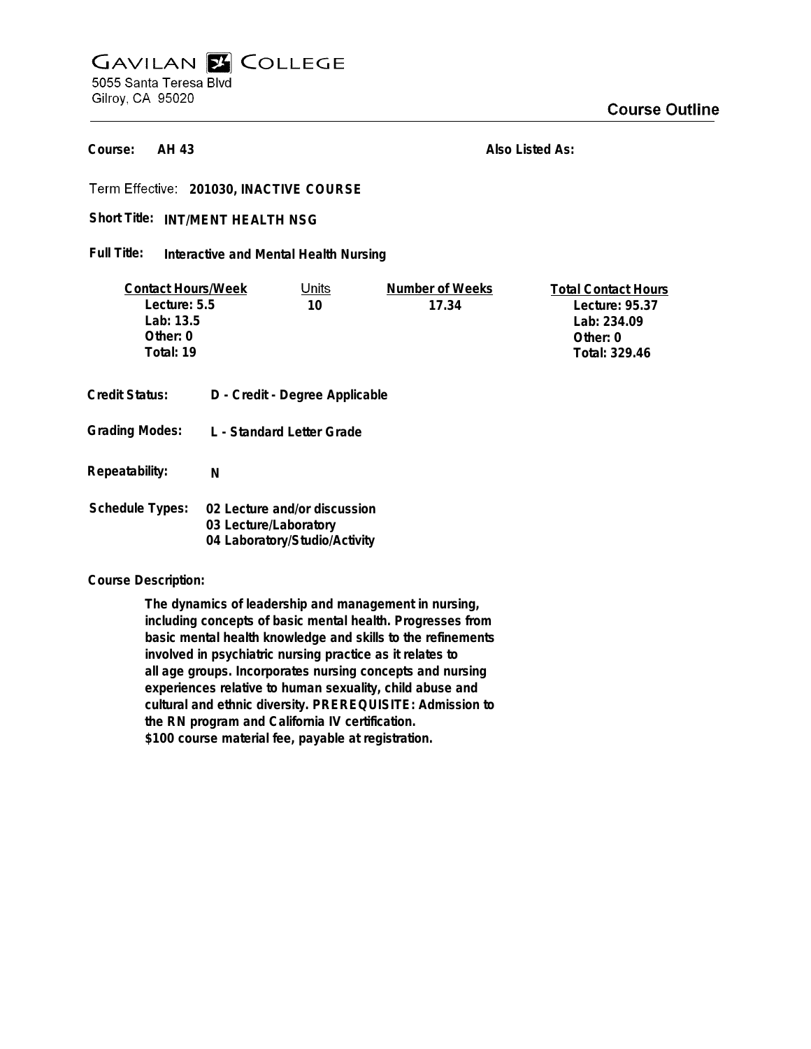# GAVILAN COLLEGE

5055 Santa Teresa Blvd
Gilroy, CA 95020

## Course Outline

**Course:** AH 43

**Also Listed As:**

**Term Effective:** 201030, INACTIVE COURSE

**Short Title:** INT/MENT HEALTH NSG

**Full Title:** Interactive and Mental Health Nursing

| Contact Hours/Week | Units | Number of Weeks | Total Contact Hours |
|---|---|---|---|
| Lecture: 5.5 | 10 | 17.34 | Lecture: 95.37 |
| Lab: 13.5 | | | Lab: 234.09 |
| Other: 0 | | | Other: 0 |
| Total: 19 | | | Total: 329.46 |

**Credit Status:** D - Credit - Degree Applicable

**Grading Modes:** L - Standard Letter Grade

**Repeatability:** N

**Schedule Types:**
02 Lecture and/or discussion
03 Lecture/Laboratory
04 Laboratory/Studio/Activity

**Course Description:**

The dynamics of leadership and management in nursing, including concepts of basic mental health. Progresses from basic mental health knowledge and skills to the refinements involved in psychiatric nursing practice as it relates to all age groups. Incorporates nursing concepts and nursing experiences relative to human sexuality, child abuse and cultural and ethnic diversity. PREREQUISITE: Admission to the RN program and California IV certification.
$100 course material fee, payable at registration.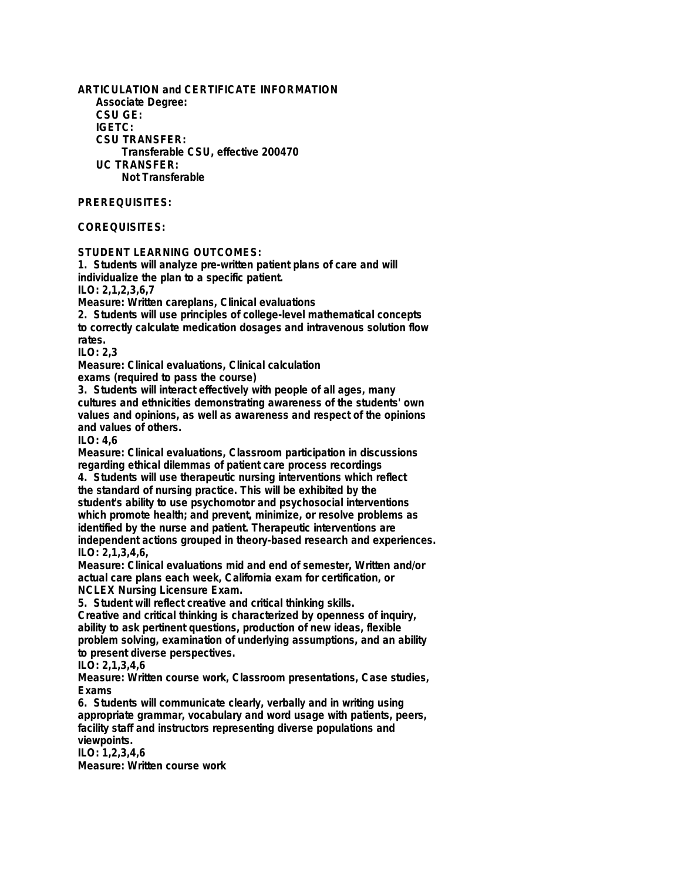**ARTICULATION and CERTIFICATE INFORMATION**

**Associate Degree:**

**CSU GE:**

**IGETC:**

**CSU TRANSFER:**

**Transferable CSU, effective 200470**

**UC TRANSFER:**

**Not Transferable**

**PREREQUISITES:**

**COREQUISITES:**

**STUDENT LEARNING OUTCOMES:**

**1. Students will analyze pre-written patient plans of care and will individualize the plan to a specific patient.**
**ILO: 2,1,2,3,6,7**
**Measure: Written careplans, Clinical evaluations**

**2. Students will use principles of college-level mathematical concepts to correctly calculate medication dosages and intravenous solution flow rates.**
**ILO: 2,3**
**Measure: Clinical evaluations, Clinical calculation exams (required to pass the course)**

**3. Students will interact effectively with people of all ages, many cultures and ethnicities demonstrating awareness of the students' own values and opinions, as well as awareness and respect of the opinions and values of others.**
**ILO: 4,6**
**Measure: Clinical evaluations, Classroom participation in discussions regarding ethical dilemmas of patient care process recordings**

**4. Students will use therapeutic nursing interventions which reflect the standard of nursing practice. This will be exhibited by the student's ability to use psychomotor and psychosocial interventions which promote health; and prevent, minimize, or resolve problems as identified by the nurse and patient. Therapeutic interventions are independent actions grouped in theory-based research and experiences.**
**ILO: 2,1,3,4,6,**
**Measure: Clinical evaluations mid and end of semester, Written and/or actual care plans each week, California exam for certification, or NCLEX Nursing Licensure Exam.**

**5. Student will reflect creative and critical thinking skills. Creative and critical thinking is characterized by openness of inquiry, ability to ask pertinent questions, production of new ideas, flexible problem solving, examination of underlying assumptions, and an ability to present diverse perspectives.**
**ILO: 2,1,3,4,6**
**Measure: Written course work, Classroom presentations, Case studies, Exams**

**6. Students will communicate clearly, verbally and in writing using appropriate grammar, vocabulary and word usage with patients, peers, facility staff and instructors representing diverse populations and viewpoints.**
**ILO: 1,2,3,4,6**
**Measure: Written course work**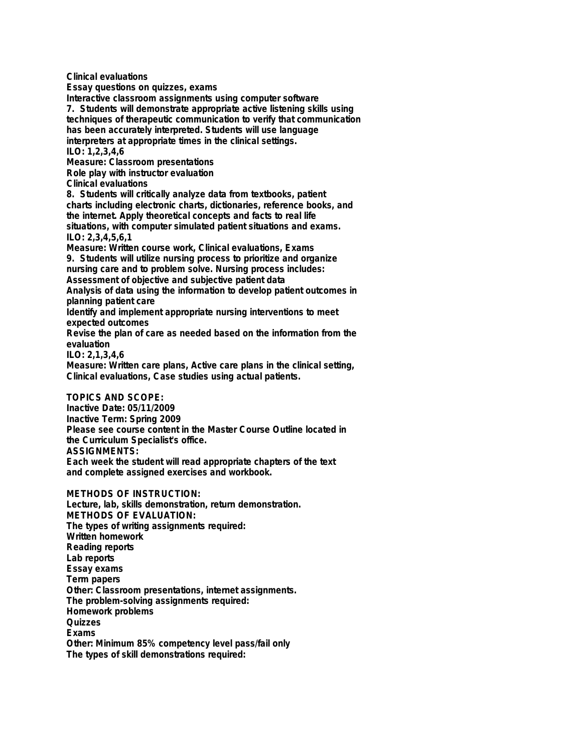Clinical evaluations
Essay questions on quizzes, exams
Interactive classroom assignments using computer software

7. Students will demonstrate appropriate active listening skills using techniques of therapeutic communication to verify that communication has been accurately interpreted. Students will use language interpreters at appropriate times in the clinical settings.
ILO: 1,2,3,4,6
Measure: Classroom presentations
Role play with instructor evaluation
Clinical evaluations

8. Students will critically analyze data from textbooks, patient charts including electronic charts, dictionaries, reference books, and the internet. Apply theoretical concepts and facts to real life situations, with computer simulated patient situations and exams.
ILO: 2,3,4,5,6,1
Measure: Written course work, Clinical evaluations, Exams

9. Students will utilize nursing process to prioritize and organize nursing care and to problem solve. Nursing process includes:
Assessment of objective and subjective patient data
Analysis of data using the information to develop patient outcomes in planning patient care
Identify and implement appropriate nursing interventions to meet expected outcomes
Revise the plan of care as needed based on the information from the evaluation
ILO: 2,1,3,4,6
Measure: Written care plans, Active care plans in the clinical setting, Clinical evaluations, Case studies using actual patients.

**TOPICS AND SCOPE:**
Inactive Date: 05/11/2009
Inactive Term: Spring 2009
Please see course content in the Master Course Outline located in the Curriculum Specialist's office.

**ASSIGNMENTS:**
Each week the student will read appropriate chapters of the text and complete assigned exercises and workbook.

**METHODS OF INSTRUCTION:**
Lecture, lab, skills demonstration, return demonstration.

**METHODS OF EVALUATION:**
The types of writing assignments required:
Written homework
Reading reports
Lab reports
Essay exams
Term papers
Other: Classroom presentations, internet assignments.
The problem-solving assignments required:
Homework problems
Quizzes
Exams
Other: Minimum 85% competency level pass/fail only
The types of skill demonstrations required: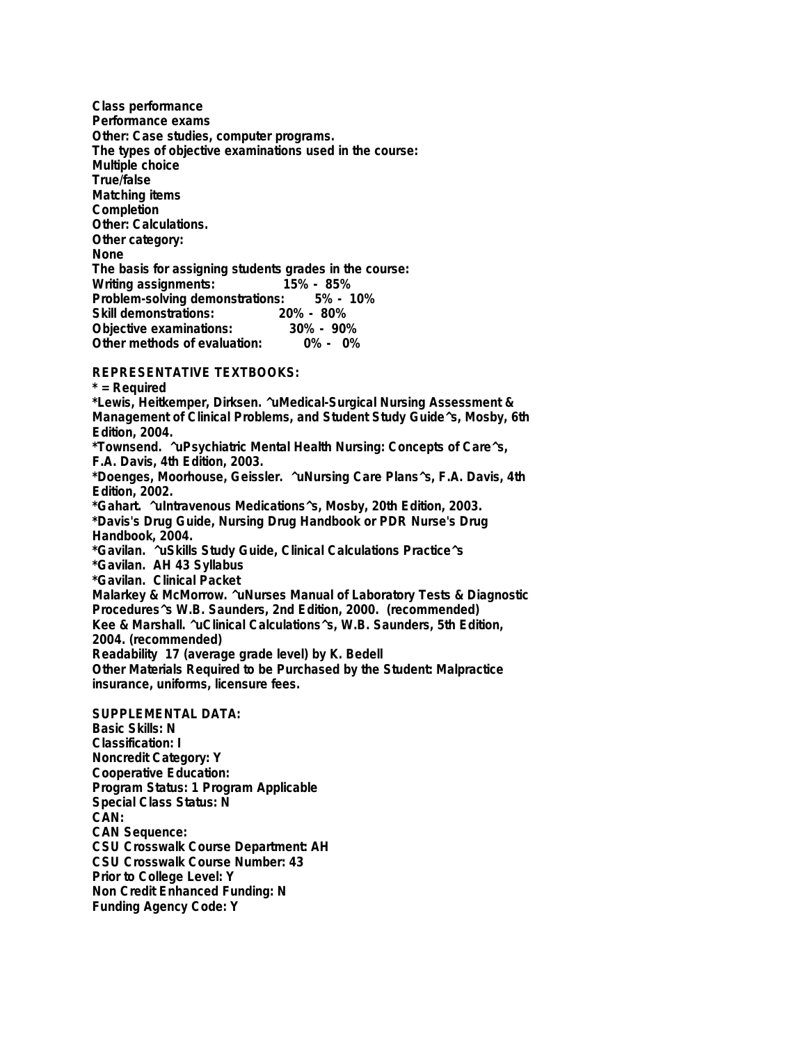Class performance
Performance exams
Other: Case studies, computer programs.
The types of objective examinations used in the course:
Multiple choice
True/false
Matching items
Completion
Other: Calculations.
Other category:
None
The basis for assigning students grades in the course:
Writing assignments: 15% - 85%
Problem-solving demonstrations: 5% - 10%
Skill demonstrations: 20% - 80%
Objective examinations: 30% - 90%
Other methods of evaluation: 0% - 0%

## REPRESENTATIVE TEXTBOOKS:

* = Required
*Lewis, Heitkemper, Dirksen. ^uMedical-Surgical Nursing Assessment & Management of Clinical Problems, and Student Study Guide^s, Mosby, 6th Edition, 2004.
*Townsend. ^uPsychiatric Mental Health Nursing: Concepts of Care^s, F.A. Davis, 4th Edition, 2003.
*Doenges, Moorhouse, Geissler. ^uNursing Care Plans^s, F.A. Davis, 4th Edition, 2002.
*Gahart. ^uIntravenous Medications^s, Mosby, 20th Edition, 2003.
*Davis's Drug Guide, Nursing Drug Handbook or PDR Nurse's Drug Handbook, 2004.
*Gavilan. ^uSkills Study Guide, Clinical Calculations Practice^s
*Gavilan. AH 43 Syllabus
*Gavilan. Clinical Packet
Malarkey & McMorrow. ^uNurses Manual of Laboratory Tests & Diagnostic Procedures^s W.B. Saunders, 2nd Edition, 2000. (recommended)
Kee & Marshall. ^uClinical Calculations^s, W.B. Saunders, 5th Edition, 2004. (recommended)
Readability 17 (average grade level) by K. Bedell
Other Materials Required to be Purchased by the Student: Malpractice insurance, uniforms, licensure fees.

## SUPPLEMENTAL DATA:

Basic Skills: N
Classification: I
Noncredit Category: Y
Cooperative Education:
Program Status: 1 Program Applicable
Special Class Status: N
CAN:
CAN Sequence:
CSU Crosswalk Course Department: AH
CSU Crosswalk Course Number: 43
Prior to College Level: Y
Non Credit Enhanced Funding: N
Funding Agency Code: Y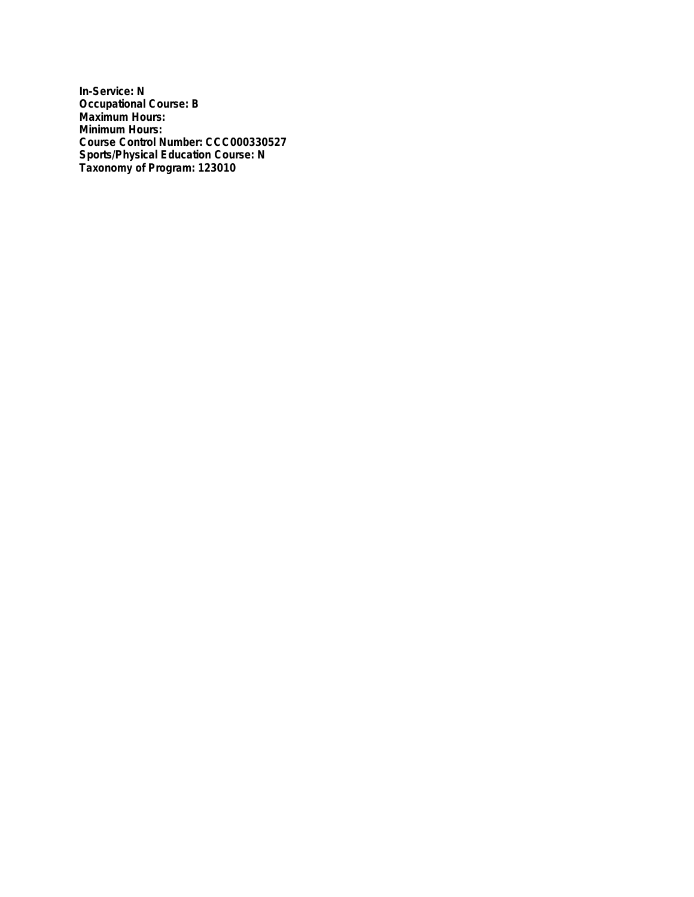**In-Service: N**
**Occupational Course: B**
**Maximum Hours:**
**Minimum Hours:**
**Course Control Number: CCC000330527**
**Sports/Physical Education Course: N**
**Taxonomy of Program: 123010**